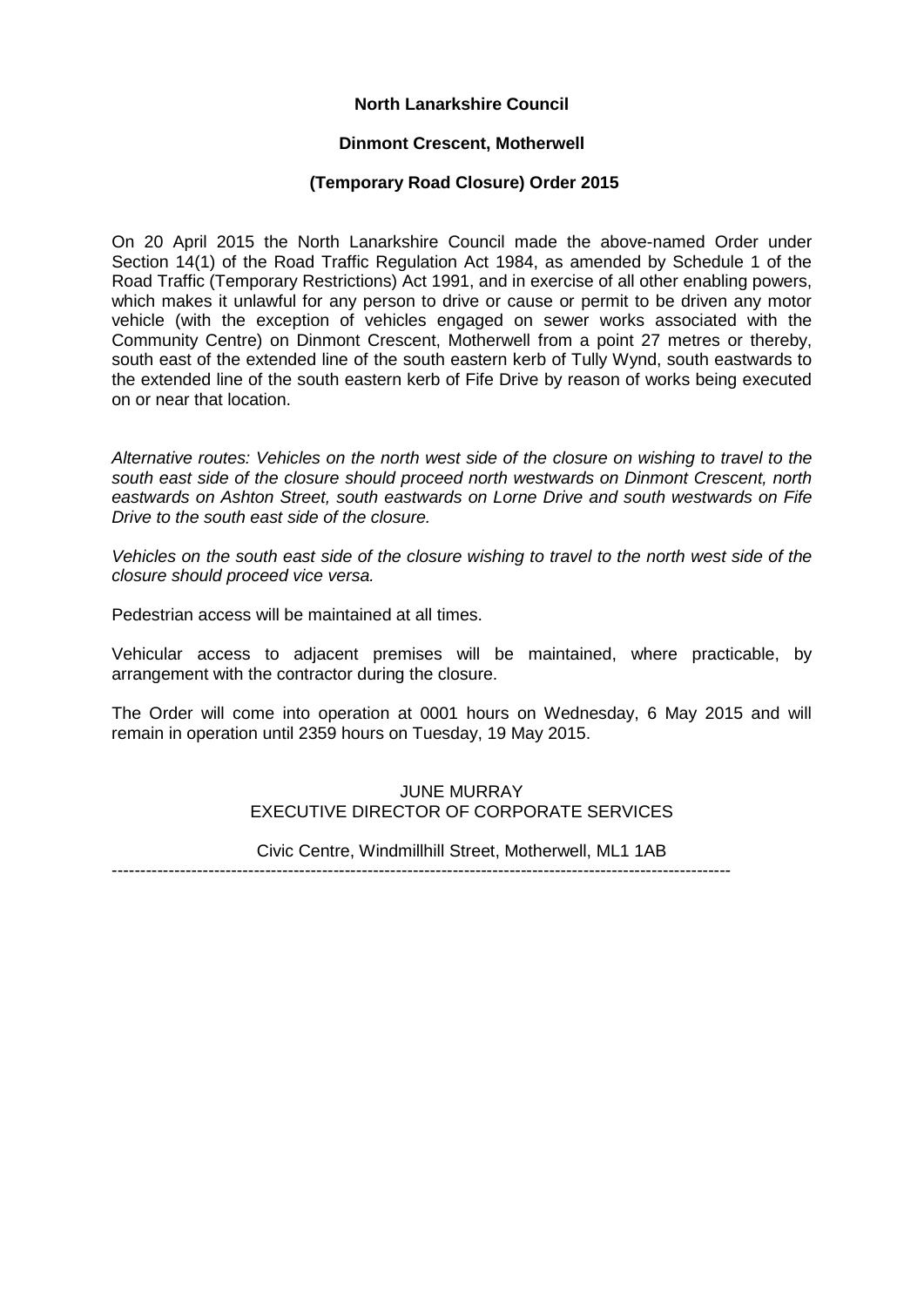**North Lanarkshire Council**

**Dinmont Crescent, Motherwell**

**(Temporary Road Closure) Order 2015**

On 20 April 2015 the North Lanarkshire Council made the above-named Order under Section 14(1) of the Road Traffic Regulation Act 1984, as amended by Schedule 1 of the Road Traffic (Temporary Restrictions) Act 1991, and in exercise of all other enabling powers, which makes it unlawful for any person to drive or cause or permit to be driven any motor vehicle (with the exception of vehicles engaged on sewer works associated with the Community Centre) on Dinmont Crescent, Motherwell from a point 27 metres or thereby, south east of the extended line of the south eastern kerb of Tully Wynd, south eastwards to the extended line of the south eastern kerb of Fife Drive by reason of works being executed on or near that location.

*Alternative routes: Vehicles on the north west side of the closure on wishing to travel to the south east side of the closure should proceed north westwards on Dinmont Crescent, north eastwards on Ashton Street, south eastwards on Lorne Drive and south westwards on Fife Drive to the south east side of the closure.*

*Vehicles on the south east side of the closure wishing to travel to the north west side of the closure should proceed vice versa.*

Pedestrian access will be maintained at all times.

Vehicular access to adjacent premises will be maintained, where practicable, by arrangement with the contractor during the closure.

The Order will come into operation at 0001 hours on Wednesday, 6 May 2015 and will remain in operation until 2359 hours on Tuesday, 19 May 2015.

JUNE MURRAY
EXECUTIVE DIRECTOR OF CORPORATE SERVICES

Civic Centre, Windmillhill Street, Motherwell, ML1 1AB

---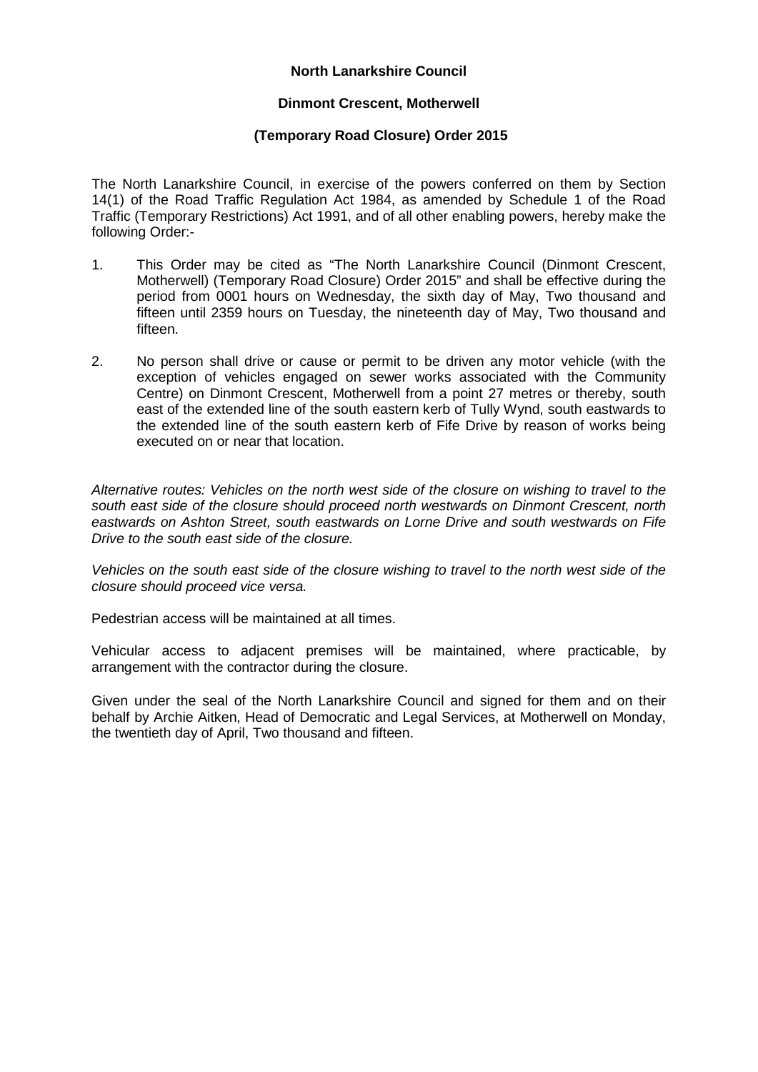**North Lanarkshire Council**

**Dinmont Crescent, Motherwell**

**(Temporary Road Closure) Order 2015**

The North Lanarkshire Council, in exercise of the powers conferred on them by Section 14(1) of the Road Traffic Regulation Act 1984, as amended by Schedule 1 of the Road Traffic (Temporary Restrictions) Act 1991, and of all other enabling powers, hereby make the following Order:-

1. This Order may be cited as "The North Lanarkshire Council (Dinmont Crescent, Motherwell) (Temporary Road Closure) Order 2015" and shall be effective during the period from 0001 hours on Wednesday, the sixth day of May, Two thousand and fifteen until 2359 hours on Tuesday, the nineteenth day of May, Two thousand and fifteen.

2. No person shall drive or cause or permit to be driven any motor vehicle (with the exception of vehicles engaged on sewer works associated with the Community Centre) on Dinmont Crescent, Motherwell from a point 27 metres or thereby, south east of the extended line of the south eastern kerb of Tully Wynd, south eastwards to the extended line of the south eastern kerb of Fife Drive by reason of works being executed on or near that location.

*Alternative routes: Vehicles on the north west side of the closure on wishing to travel to the south east side of the closure should proceed north westwards on Dinmont Crescent, north eastwards on Ashton Street, south eastwards on Lorne Drive and south westwards on Fife Drive to the south east side of the closure.*

*Vehicles on the south east side of the closure wishing to travel to the north west side of the closure should proceed vice versa.*

Pedestrian access will be maintained at all times.

Vehicular access to adjacent premises will be maintained, where practicable, by arrangement with the contractor during the closure.

Given under the seal of the North Lanarkshire Council and signed for them and on their behalf by Archie Aitken, Head of Democratic and Legal Services, at Motherwell on Monday, the twentieth day of April, Two thousand and fifteen.